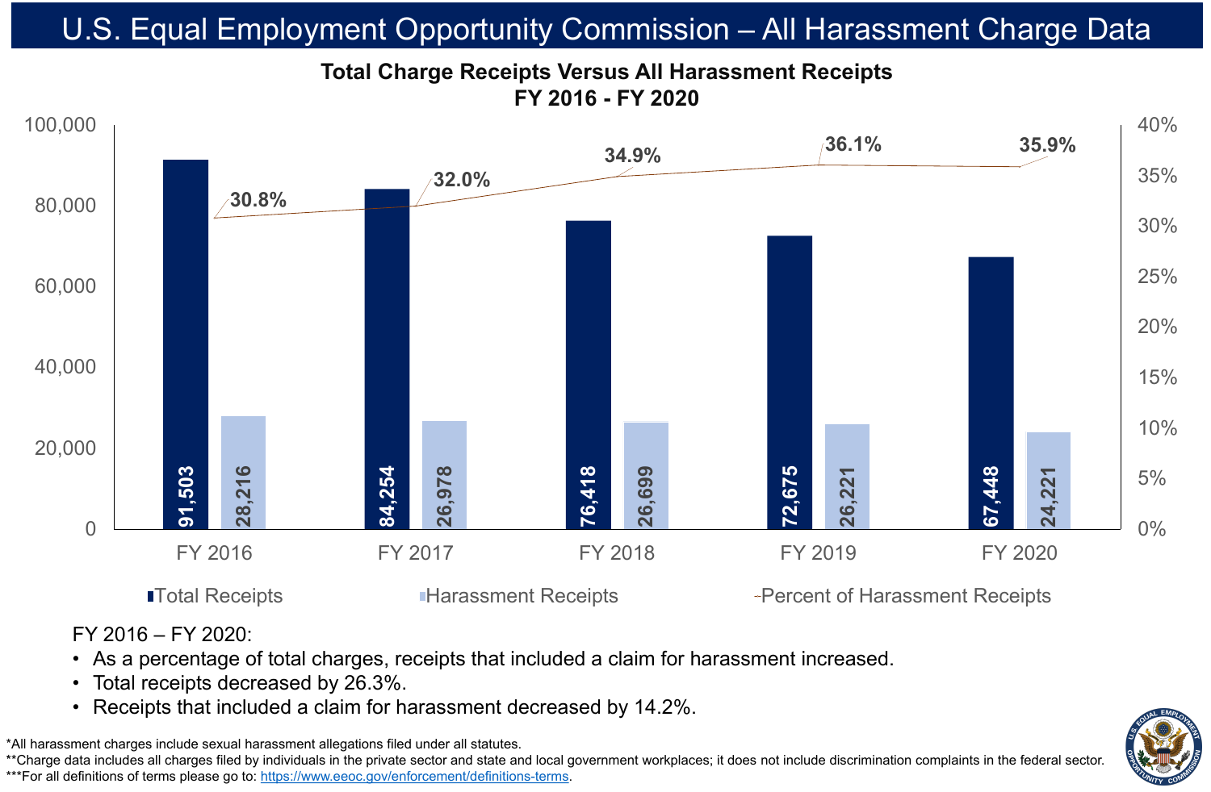# U.S. Equal Employment Opportunity Commission – All Harassment Charge Data

## Total Charge Receipts Versus All Harassment Receipts FY 2016 - FY 2020

| | FY 2016 | FY 2017 | FY 2018 | FY 2019 | FY 2020 |
|---|---|---|---|---|---|
| Total Receipts | 91,503 | 84,254 | 76,418 | 72,675 | 67,448 |
| Harassment Receipts | 28,216 | 26,978 | 26,699 | 26,221 | 24,221 |
| Percent of Harassment Receipts | 30.8% | 32.0% | 34.9% | 36.1% | 35.9% |

FY 2016 – FY 2020:

- As a percentage of total charges, receipts that included a claim for harassment increased.
- Total receipts decreased by 26.3%.
- Receipts that included a claim for harassment decreased by 14.2%.

*All harassment charges include sexual harassment allegations filed under all statutes.

**Charge data includes all charges filed by individuals in the private sector and state and local government workplaces; it does not include discrimination complaints in the federal sector.

***For all definitions of terms please go to: https://www.eeoc.gov/enforcement/definitions-terms.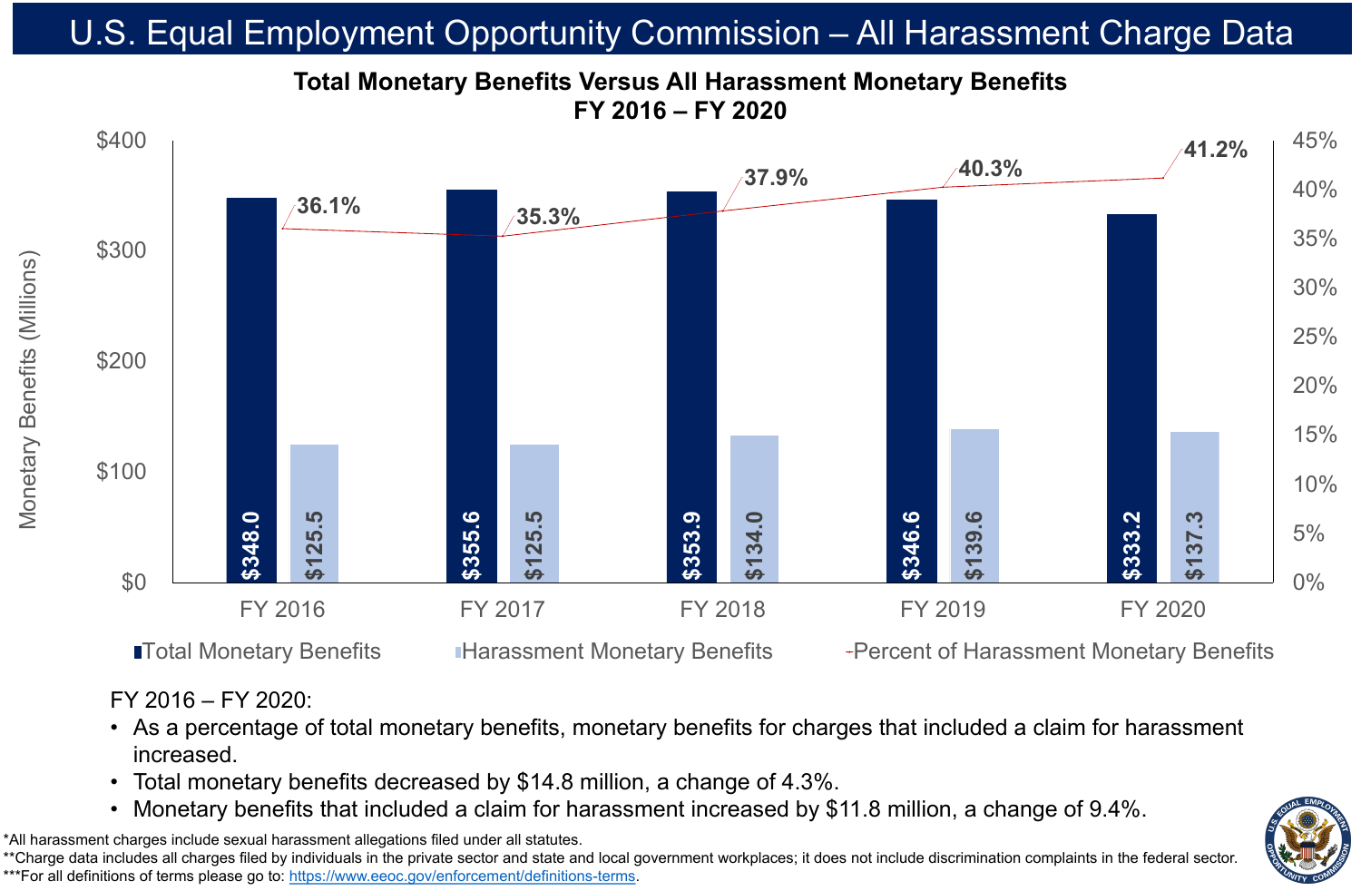# U.S. Equal Employment Opportunity Commission – All Harassment Charge Data

## Total Monetary Benefits Versus All Harassment Monetary Benefits
### FY 2016 – FY 2020

| | Total Monetary Benefits (Millions) | Harassment Monetary Benefits (Millions) | Percent of Harassment Monetary Benefits |
|---|---|---|---|
| FY 2016 | $348.0 | $125.5 | 36.1% |
| FY 2017 | $355.6 | $125.5 | 35.3% |
| FY 2018 | $353.9 | $134.0 | 37.9% |
| FY 2019 | $346.6 | $139.6 | 40.3% |
| FY 2020 | $333.2 | $137.3 | 41.2% |

FY 2016 – FY 2020:

- As a percentage of total monetary benefits, monetary benefits for charges that included a claim for harassment increased.
- Total monetary benefits decreased by $14.8 million, a change of 4.3%.
- Monetary benefits that included a claim for harassment increased by $11.8 million, a change of 9.4%.

*All harassment charges include sexual harassment allegations filed under all statutes.

**Charge data includes all charges filed by individuals in the private sector and state and local government workplaces; it does not include discrimination complaints in the federal sector.

***For all definitions of terms please go to: https://www.eeoc.gov/enforcement/definitions-terms.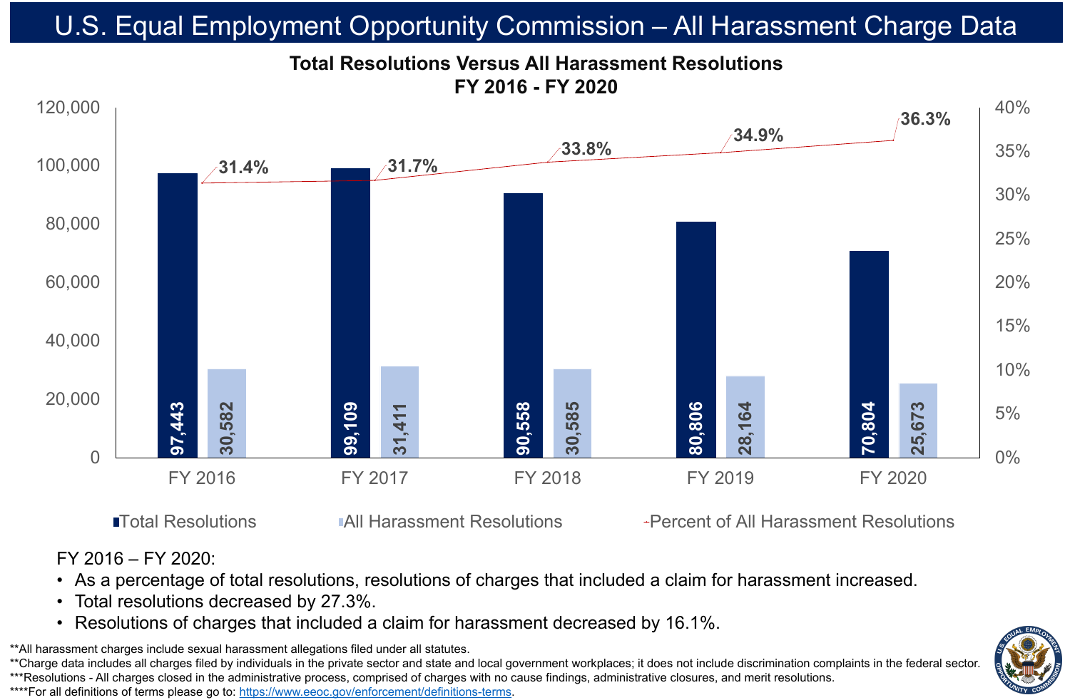# U.S. Equal Employment Opportunity Commission – All Harassment Charge Data

## Total Resolutions Versus All Harassment Resolutions FY 2016 - FY 2020

| | FY 2016 | FY 2017 | FY 2018 | FY 2019 | FY 2020 |
| --- | --- | --- | --- | --- | --- |
| Total Resolutions | 97,443 | 99,109 | 90,558 | 80,806 | 70,804 |
| All Harassment Resolutions | 30,582 | 31,411 | 30,585 | 28,164 | 25,673 |
| Percent of All Harassment Resolutions | 31.4% | 31.7% | 33.8% | 34.9% | 36.3% |

FY 2016 – FY 2020:

- As a percentage of total resolutions, resolutions of charges that included a claim for harassment increased.
- Total resolutions decreased by 27.3%.
- Resolutions of charges that included a claim for harassment decreased by 16.1%.

**All harassment charges include sexual harassment allegations filed under all statutes.

**Charge data includes all charges filed by individuals in the private sector and state and local government workplaces; it does not include discrimination complaints in the federal sector.

***Resolutions - All charges closed in the administrative process, comprised of charges with no cause findings, administrative closures, and merit resolutions.

****For all definitions of terms please go to: https://www.eeoc.gov/enforcement/definitions-terms.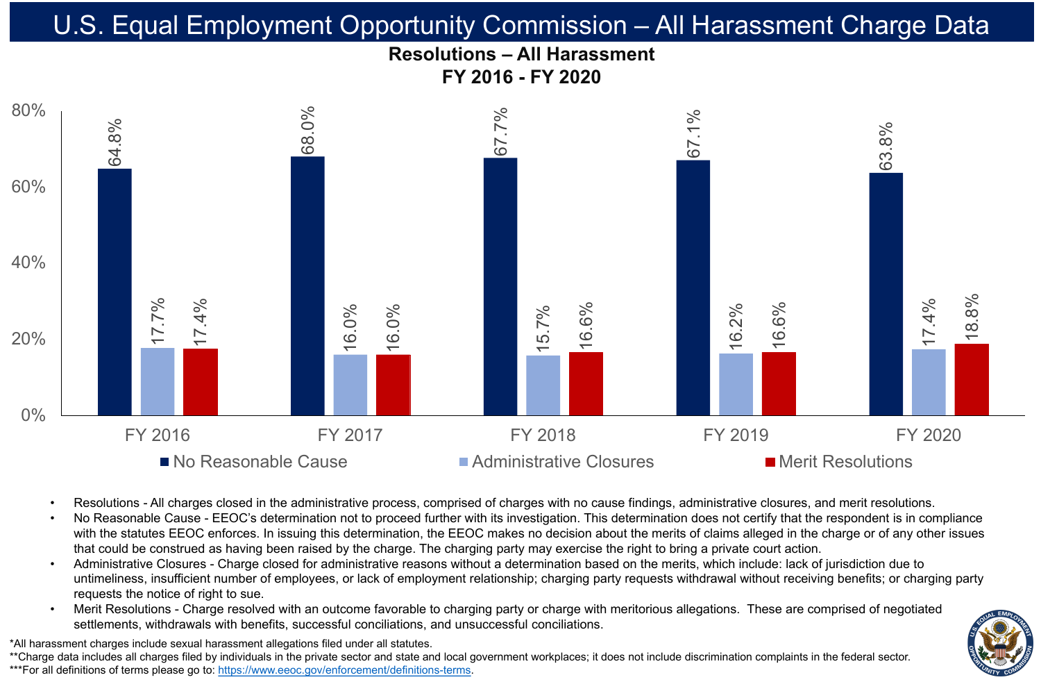# U.S. Equal Employment Opportunity Commission – All Harassment Charge Data

## Resolutions – All Harassment
### FY 2016 - FY 2020

| | No Reasonable Cause | Administrative Closures | Merit Resolutions |
|---|---|---|---|
| FY 2016 | 64.8% | 17.7% | 17.4% |
| FY 2017 | 68.0% | 16.0% | 16.0% |
| FY 2018 | 67.7% | 15.7% | 16.6% |
| FY 2019 | 67.1% | 16.2% | 16.6% |
| FY 2020 | 63.8% | 17.4% | 18.8% |

- Resolutions - All charges closed in the administrative process, comprised of charges with no cause findings, administrative closures, and merit resolutions.
- No Reasonable Cause - EEOC's determination not to proceed further with its investigation. This determination does not certify that the respondent is in compliance with the statutes EEOC enforces. In issuing this determination, the EEOC makes no decision about the merits of claims alleged in the charge or of any other issues that could be construed as having been raised by the charge. The charging party may exercise the right to bring a private court action.
- Administrative Closures - Charge closed for administrative reasons without a determination based on the merits, which include: lack of jurisdiction due to untimeliness, insufficient number of employees, or lack of employment relationship; charging party requests withdrawal without receiving benefits; or charging party requests the notice of right to sue.
- Merit Resolutions - Charge resolved with an outcome favorable to charging party or charge with meritorious allegations. These are comprised of negotiated settlements, withdrawals with benefits, successful conciliations, and unsuccessful conciliations.

*All harassment charges include sexual harassment allegations filed under all statutes.

**Charge data includes all charges filed by individuals in the private sector and state and local government workplaces; it does not include discrimination complaints in the federal sector.

***For all definitions of terms please go to: https://www.eeoc.gov/enforcement/definitions-terms.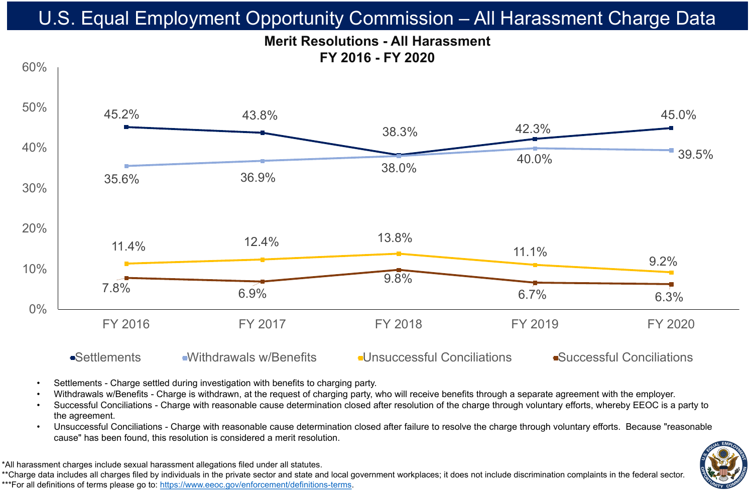# U.S. Equal Employment Opportunity Commission – All Harassment Charge Data

**Merit Resolutions - All Harassment**
**FY 2016 - FY 2020**

60%
50%
40%
30%
20%
10%
0%

FY 2016 FY 2017 FY 2018 FY 2019 FY 2020

Settlements: 45.2% 43.8% 38.3% 42.3% 45.0%

Withdrawals w/Benefits: 35.6% 36.9% 38.0% 40.0% 39.5%

Unsuccessful Conciliations: 11.4% 12.4% 13.8% 11.1% 9.2%

Successful Conciliations: 7.8% 6.9% 9.8% 6.7% 6.3%

Settlements Withdrawals w/Benefits Unsuccessful Conciliations Successful Conciliations

- Settlements - Charge settled during investigation with benefits to charging party.
- Withdrawals w/Benefits - Charge is withdrawn, at the request of charging party, who will receive benefits through a separate agreement with the employer.
- Successful Conciliations - Charge with reasonable cause determination closed after resolution of the charge through voluntary efforts, whereby EEOC is a party to the agreement.
- Unsuccessful Conciliations - Charge with reasonable cause determination closed after failure to resolve the charge through voluntary efforts. Because "reasonable cause" has been found, this resolution is considered a merit resolution.

*All harassment charges include sexual harassment allegations filed under all statutes.
**Charge data includes all charges filed by individuals in the private sector and state and local government workplaces; it does not include discrimination complaints in the federal sector.
***For all definitions of terms please go to: https://www.eeoc.gov/enforcement/definitions-terms.